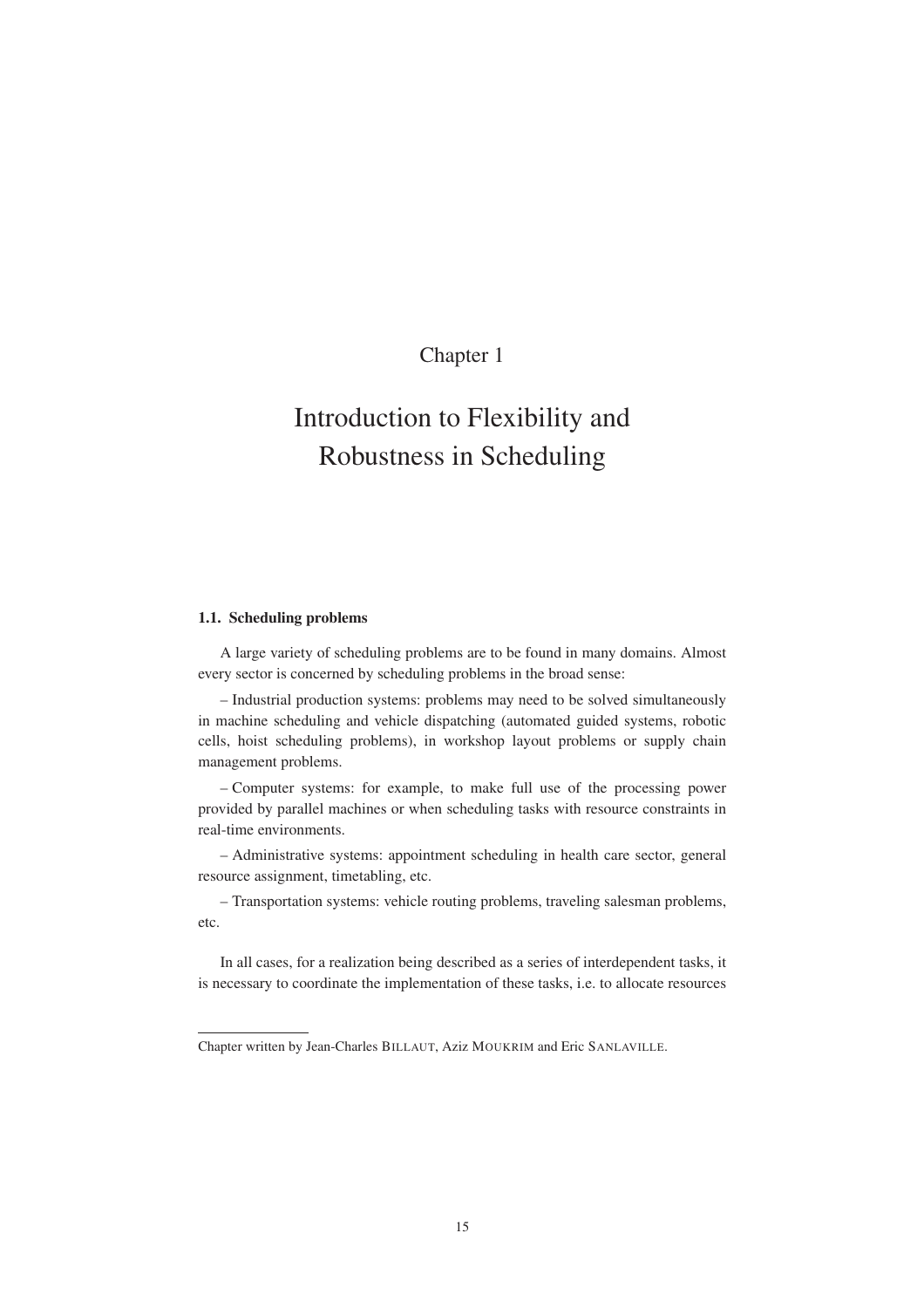Chapter 1

# Introduction to Flexibility and Robustness in Scheduling

## 1.1. Scheduling problems

A large variety of scheduling problems are to be found in many domains. Almost every sector is concerned by scheduling problems in the broad sense:

– Industrial production systems: problems may need to be solved simultaneously in machine scheduling and vehicle dispatching (automated guided systems, robotic cells, hoist scheduling problems), in workshop layout problems or supply chain management problems.

– Computer systems: for example, to make full use of the processing power provided by parallel machines or when scheduling tasks with resource constraints in real-time environments.

– Administrative systems: appointment scheduling in health care sector, general resource assignment, timetabling, etc.

– Transportation systems: vehicle routing problems, traveling salesman problems, etc.

In all cases, for a realization being described as a series of interdependent tasks, it is necessary to coordinate the implementation of these tasks, i.e. to allocate resources

---

Chapter written by Jean-Charles BILLAUT, Aziz MOUKRIM and Eric SANLAVILLE.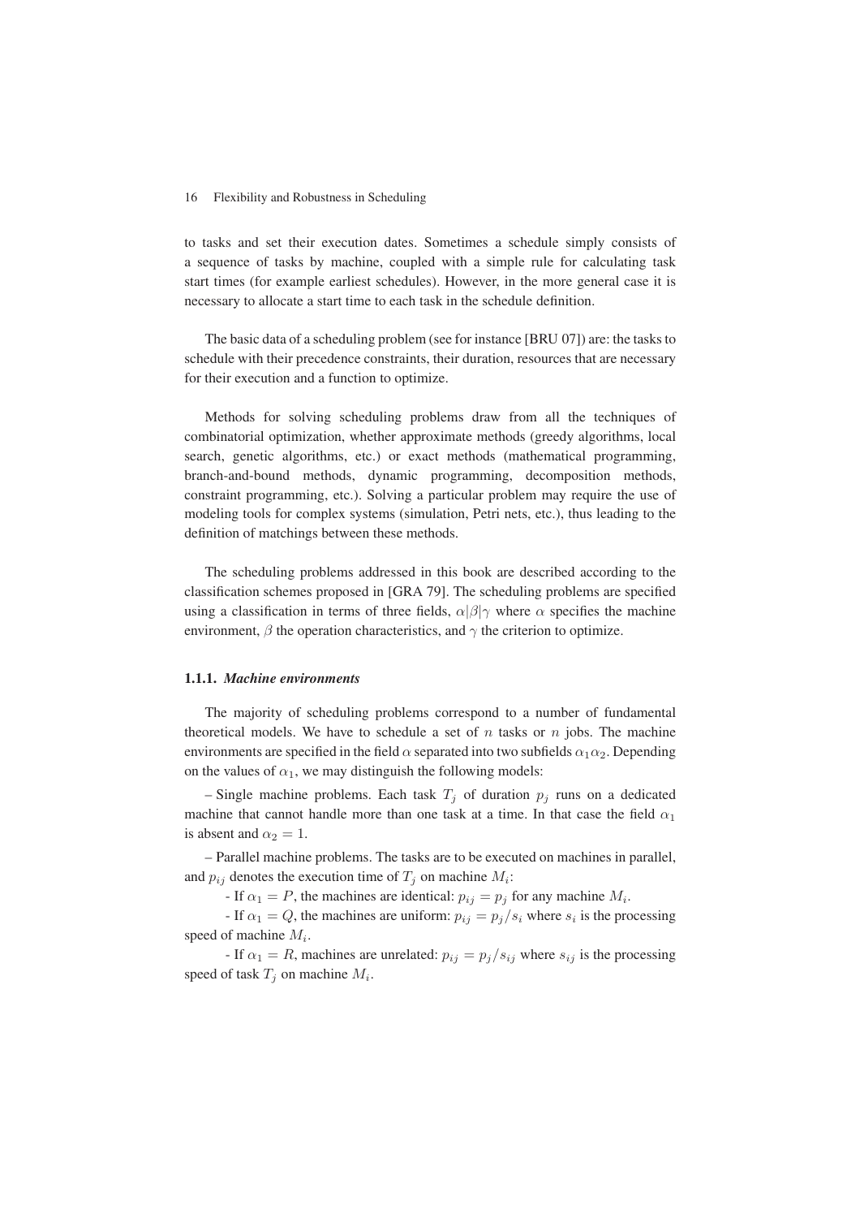to tasks and set their execution dates. Sometimes a schedule simply consists of a sequence of tasks by machine, coupled with a simple rule for calculating task start times (for example earliest schedules). However, in the more general case it is necessary to allocate a start time to each task in the schedule definition.

The basic data of a scheduling problem (see for instance [BRU 07]) are: the tasks to schedule with their precedence constraints, their duration, resources that are necessary for their execution and a function to optimize.

Methods for solving scheduling problems draw from all the techniques of combinatorial optimization, whether approximate methods (greedy algorithms, local search, genetic algorithms, etc.) or exact methods (mathematical programming, branch-and-bound methods, dynamic programming, decomposition methods, constraint programming, etc.). Solving a particular problem may require the use of modeling tools for complex systems (simulation, Petri nets, etc.), thus leading to the definition of matchings between these methods.

The scheduling problems addressed in this book are described according to the classification schemes proposed in [GRA 79]. The scheduling problems are specified using a classification in terms of three fields, $\alpha|\beta|\gamma$ where $\alpha$ specifies the machine environment, $\beta$ the operation characteristics, and $\gamma$ the criterion to optimize.

### 1.1.1. *Machine environments*

The majority of scheduling problems correspond to a number of fundamental theoretical models. We have to schedule a set of $n$ tasks or $n$ jobs. The machine environments are specified in the field $\alpha$ separated into two subfields $\alpha_1\alpha_2$. Depending on the values of $\alpha_1$, we may distinguish the following models:

– Single machine problems. Each task $T_j$ of duration $p_j$ runs on a dedicated machine that cannot handle more than one task at a time. In that case the field $\alpha_1$ is absent and $\alpha_2 = 1$.

– Parallel machine problems. The tasks are to be executed on machines in parallel, and $p_{ij}$ denotes the execution time of $T_j$ on machine $M_i$:

- If $\alpha_1 = P$, the machines are identical: $p_{ij} = p_j$ for any machine $M_i$.
- If $\alpha_1 = Q$, the machines are uniform: $p_{ij} = p_j/s_i$ where $s_i$ is the processing speed of machine $M_i$.
- If $\alpha_1 = R$, machines are unrelated: $p_{ij} = p_j/s_{ij}$ where $s_{ij}$ is the processing speed of task $T_j$ on machine $M_i$.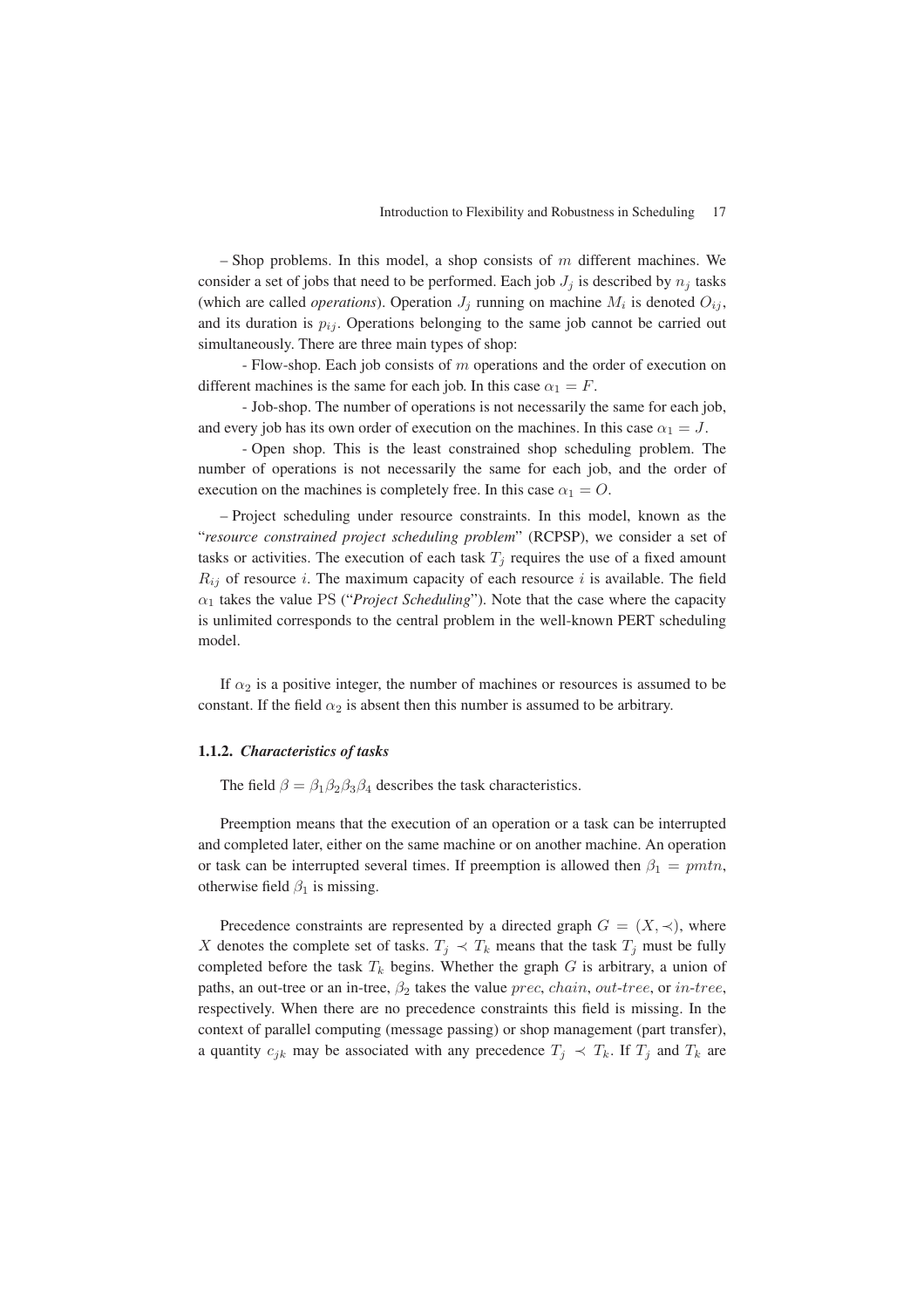– Shop problems. In this model, a shop consists of $m$ different machines. We consider a set of jobs that need to be performed. Each job $J_j$ is described by $n_j$ tasks (which are called *operations*). Operation $J_j$ running on machine $M_i$ is denoted $O_{ij}$, and its duration is $p_{ij}$. Operations belonging to the same job cannot be carried out simultaneously. There are three main types of shop:

- Flow-shop. Each job consists of $m$ operations and the order of execution on different machines is the same for each job. In this case $\alpha_1 = F$.

- Job-shop. The number of operations is not necessarily the same for each job, and every job has its own order of execution on the machines. In this case $\alpha_1 = J$.

- Open shop. This is the least constrained shop scheduling problem. The number of operations is not necessarily the same for each job, and the order of execution on the machines is completely free. In this case $\alpha_1 = O$.

– Project scheduling under resource constraints. In this model, known as the "*resource constrained project scheduling problem*" (RCPSP), we consider a set of tasks or activities. The execution of each task $T_j$ requires the use of a fixed amount $R_{ij}$ of resource $i$. The maximum capacity of each resource $i$ is available. The field $\alpha_1$ takes the value $\mathrm{PS}$ ("*Project Scheduling*"). Note that the case where the capacity is unlimited corresponds to the central problem in the well-known PERT scheduling model.

If $\alpha_2$ is a positive integer, the number of machines or resources is assumed to be constant. If the field $\alpha_2$ is absent then this number is assumed to be arbitrary.

### 1.1.2. *Characteristics of tasks*

The field $\beta = \beta_1\beta_2\beta_3\beta_4$ describes the task characteristics.

Preemption means that the execution of an operation or a task can be interrupted and completed later, either on the same machine or on another machine. An operation or task can be interrupted several times. If preemption is allowed then $\beta_1 = pmtn$, otherwise field $\beta_1$ is missing.

Precedence constraints are represented by a directed graph $G = (X, \prec)$, where $X$ denotes the complete set of tasks. $T_j \prec T_k$ means that the task $T_j$ must be fully completed before the task $T_k$ begins. Whether the graph $G$ is arbitrary, a union of paths, an out-tree or an in-tree, $\beta_2$ takes the value $prec$, $chain$, $out\text{-}tree$, or $in\text{-}tree$, respectively. When there are no precedence constraints this field is missing. In the context of parallel computing (message passing) or shop management (part transfer), a quantity $c_{jk}$ may be associated with any precedence $T_j \prec T_k$. If $T_j$ and $T_k$ are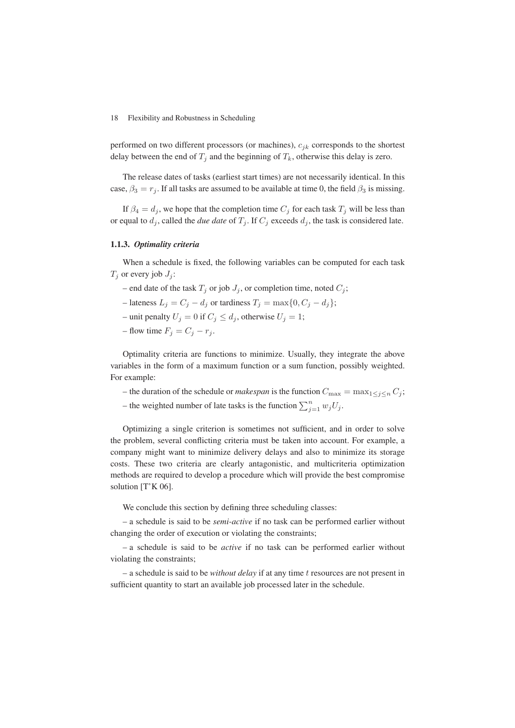performed on two different processors (or machines), $c_{jk}$ corresponds to the shortest delay between the end of $T_j$ and the beginning of $T_k$, otherwise this delay is zero.

The release dates of tasks (earliest start times) are not necessarily identical. In this case, $\beta_3 = r_j$. If all tasks are assumed to be available at time 0, the field $\beta_3$ is missing.

If $\beta_4 = d_j$, we hope that the completion time $C_j$ for each task $T_j$ will be less than or equal to $d_j$, called the *due date* of $T_j$. If $C_j$ exceeds $d_j$, the task is considered late.

### 1.1.3. *Optimality criteria*

When a schedule is fixed, the following variables can be computed for each task $T_j$ or every job $J_j$:

– end date of the task $T_j$ or job $J_j$, or completion time, noted $C_j$;

– lateness $L_j = C_j - d_j$ or tardiness $T_j = \max\{0, C_j - d_j\}$;

– unit penalty $U_j = 0$ if $C_j \leq d_j$, otherwise $U_j = 1$;

– flow time $F_j = C_j - r_j$.

Optimality criteria are functions to minimize. Usually, they integrate the above variables in the form of a maximum function or a sum function, possibly weighted. For example:

– the duration of the schedule or *makespan* is the function $C_{\max} = \max_{1 \leq j \leq n} C_j$;

– the weighted number of late tasks is the function $\sum_{j=1}^{n} w_j U_j$.

Optimizing a single criterion is sometimes not sufficient, and in order to solve the problem, several conflicting criteria must be taken into account. For example, a company might want to minimize delivery delays and also to minimize its storage costs. These two criteria are clearly antagonistic, and multicriteria optimization methods are required to develop a procedure which will provide the best compromise solution [T'K 06].

We conclude this section by defining three scheduling classes:

– a schedule is said to be *semi-active* if no task can be performed earlier without changing the order of execution or violating the constraints;

– a schedule is said to be *active* if no task can be performed earlier without violating the constraints;

– a schedule is said to be *without delay* if at any time $t$ resources are not present in sufficient quantity to start an available job processed later in the schedule.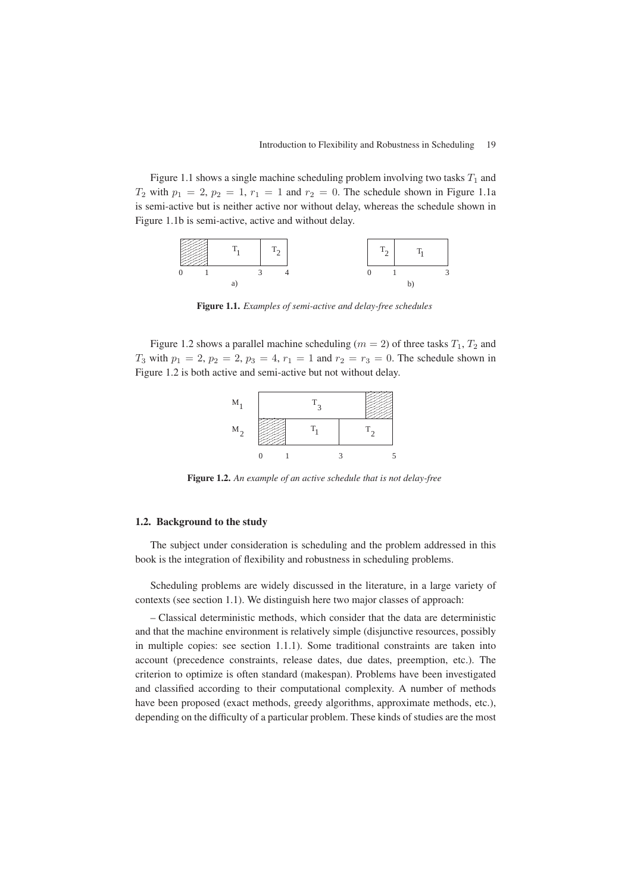Figure 1.1 shows a single machine scheduling problem involving two tasks $T_1$ and $T_2$ with $p_1 = 2$, $p_2 = 1$, $r_1 = 1$ and $r_2 = 0$. The schedule shown in Figure 1.1a is semi-active but is neither active nor without delay, whereas the schedule shown in Figure 1.1b is semi-active, active and without delay.

**Figure 1.1.** *Examples of semi-active and delay-free schedules*

Figure 1.2 shows a parallel machine scheduling ($m = 2$) of three tasks $T_1$, $T_2$ and $T_3$ with $p_1 = 2$, $p_2 = 2$, $p_3 = 4$, $r_1 = 1$ and $r_2 = r_3 = 0$. The schedule shown in Figure 1.2 is both active and semi-active but not without delay.

**Figure 1.2.** *An example of an active schedule that is not delay-free*

## 1.2. Background to the study

The subject under consideration is scheduling and the problem addressed in this book is the integration of flexibility and robustness in scheduling problems.

Scheduling problems are widely discussed in the literature, in a large variety of contexts (see section 1.1). We distinguish here two major classes of approach:

– Classical deterministic methods, which consider that the data are deterministic and that the machine environment is relatively simple (disjunctive resources, possibly in multiple copies: see section 1.1.1). Some traditional constraints are taken into account (precedence constraints, release dates, due dates, preemption, etc.). The criterion to optimize is often standard (makespan). Problems have been investigated and classified according to their computational complexity. A number of methods have been proposed (exact methods, greedy algorithms, approximate methods, etc.), depending on the difficulty of a particular problem. These kinds of studies are the most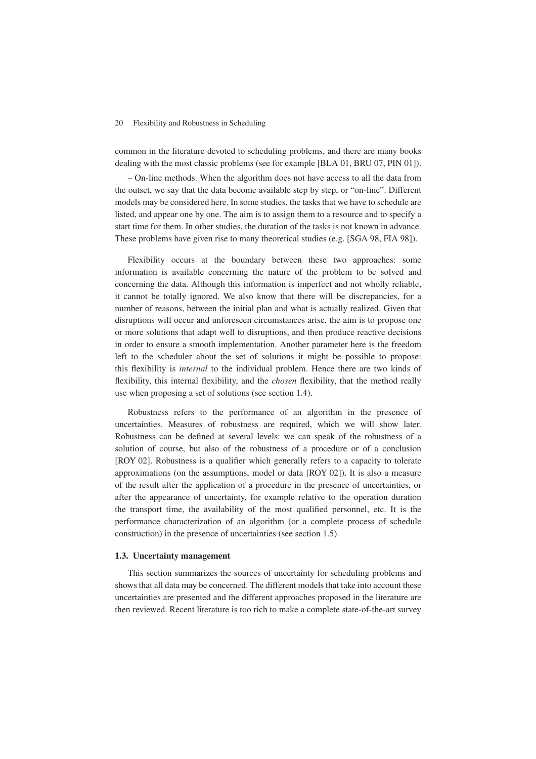common in the literature devoted to scheduling problems, and there are many books dealing with the most classic problems (see for example [BLA 01, BRU 07, PIN 01]).

– On-line methods. When the algorithm does not have access to all the data from the outset, we say that the data become available step by step, or "on-line". Different models may be considered here. In some studies, the tasks that we have to schedule are listed, and appear one by one. The aim is to assign them to a resource and to specify a start time for them. In other studies, the duration of the tasks is not known in advance. These problems have given rise to many theoretical studies (e.g. [SGA 98, FIA 98]).

Flexibility occurs at the boundary between these two approaches: some information is available concerning the nature of the problem to be solved and concerning the data. Although this information is imperfect and not wholly reliable, it cannot be totally ignored. We also know that there will be discrepancies, for a number of reasons, between the initial plan and what is actually realized. Given that disruptions will occur and unforeseen circumstances arise, the aim is to propose one or more solutions that adapt well to disruptions, and then produce reactive decisions in order to ensure a smooth implementation. Another parameter here is the freedom left to the scheduler about the set of solutions it might be possible to propose: this flexibility is *internal* to the individual problem. Hence there are two kinds of flexibility, this internal flexibility, and the *chosen* flexibility, that the method really use when proposing a set of solutions (see section 1.4).

Robustness refers to the performance of an algorithm in the presence of uncertainties. Measures of robustness are required, which we will show later. Robustness can be defined at several levels: we can speak of the robustness of a solution of course, but also of the robustness of a procedure or of a conclusion [ROY 02]. Robustness is a qualifier which generally refers to a capacity to tolerate approximations (on the assumptions, model or data [ROY 02]). It is also a measure of the result after the application of a procedure in the presence of uncertainties, or after the appearance of uncertainty, for example relative to the operation duration the transport time, the availability of the most qualified personnel, etc. It is the performance characterization of an algorithm (or a complete process of schedule construction) in the presence of uncertainties (see section 1.5).

### 1.3. Uncertainty management

This section summarizes the sources of uncertainty for scheduling problems and shows that all data may be concerned. The different models that take into account these uncertainties are presented and the different approaches proposed in the literature are then reviewed. Recent literature is too rich to make a complete state-of-the-art survey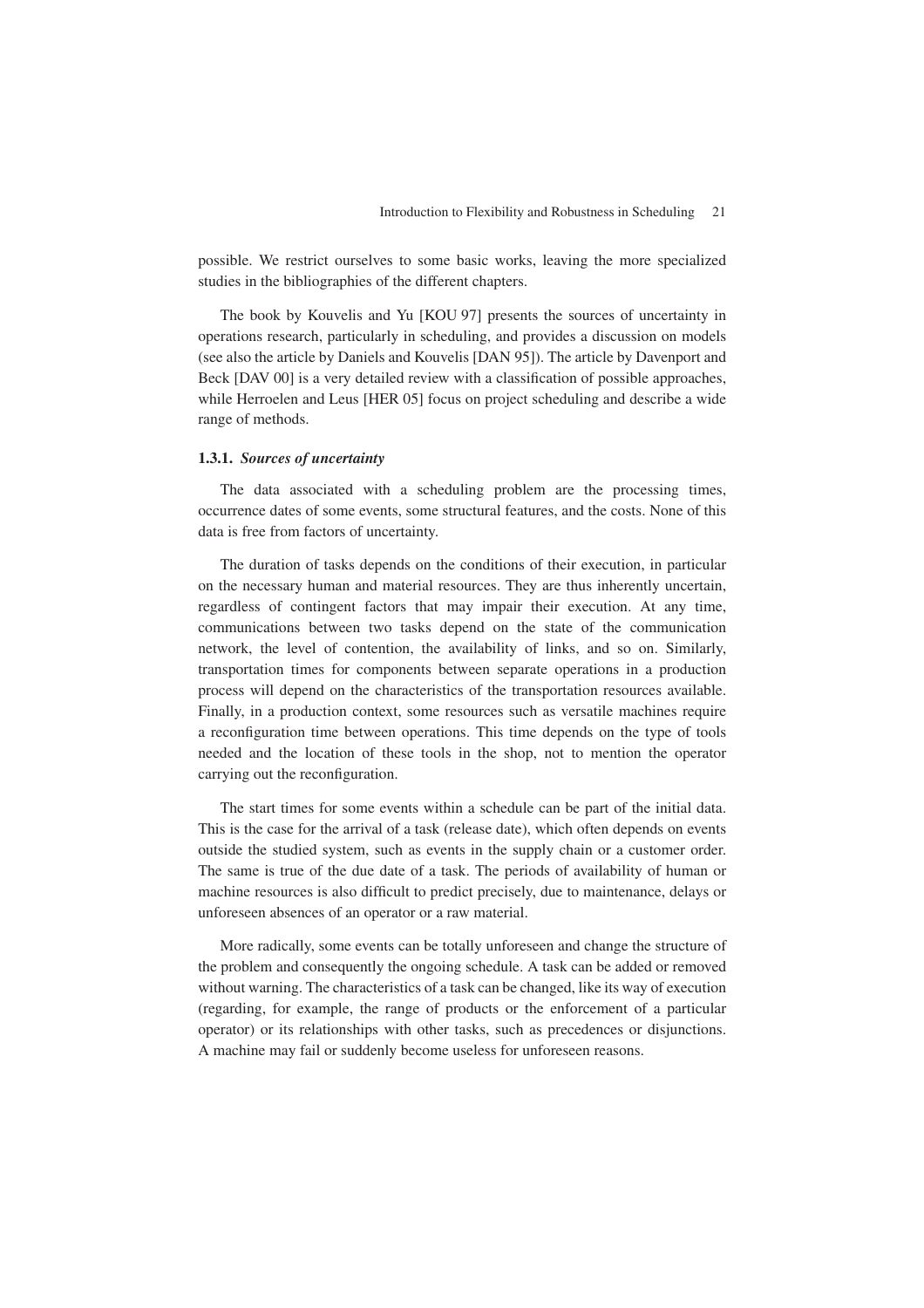possible. We restrict ourselves to some basic works, leaving the more specialized studies in the bibliographies of the different chapters.

The book by Kouvelis and Yu [KOU 97] presents the sources of uncertainty in operations research, particularly in scheduling, and provides a discussion on models (see also the article by Daniels and Kouvelis [DAN 95]). The article by Davenport and Beck [DAV 00] is a very detailed review with a classification of possible approaches, while Herroelen and Leus [HER 05] focus on project scheduling and describe a wide range of methods.

### 1.3.1. *Sources of uncertainty*

The data associated with a scheduling problem are the processing times, occurrence dates of some events, some structural features, and the costs. None of this data is free from factors of uncertainty.

The duration of tasks depends on the conditions of their execution, in particular on the necessary human and material resources. They are thus inherently uncertain, regardless of contingent factors that may impair their execution. At any time, communications between two tasks depend on the state of the communication network, the level of contention, the availability of links, and so on. Similarly, transportation times for components between separate operations in a production process will depend on the characteristics of the transportation resources available. Finally, in a production context, some resources such as versatile machines require a reconfiguration time between operations. This time depends on the type of tools needed and the location of these tools in the shop, not to mention the operator carrying out the reconfiguration.

The start times for some events within a schedule can be part of the initial data. This is the case for the arrival of a task (release date), which often depends on events outside the studied system, such as events in the supply chain or a customer order. The same is true of the due date of a task. The periods of availability of human or machine resources is also difficult to predict precisely, due to maintenance, delays or unforeseen absences of an operator or a raw material.

More radically, some events can be totally unforeseen and change the structure of the problem and consequently the ongoing schedule. A task can be added or removed without warning. The characteristics of a task can be changed, like its way of execution (regarding, for example, the range of products or the enforcement of a particular operator) or its relationships with other tasks, such as precedences or disjunctions. A machine may fail or suddenly become useless for unforeseen reasons.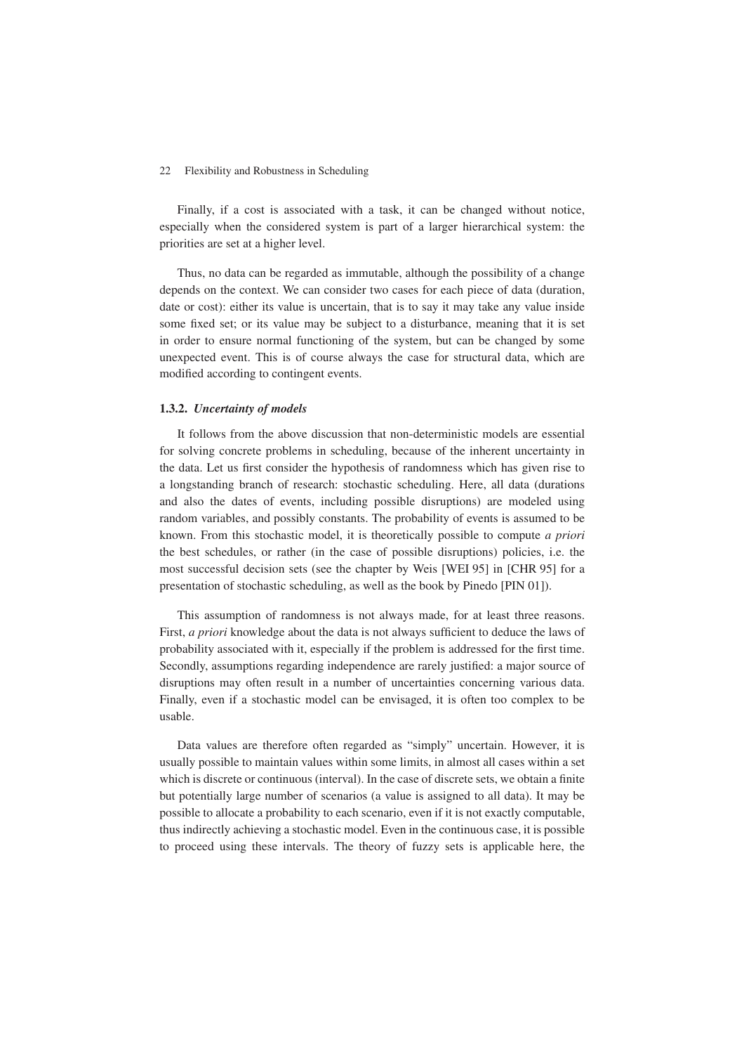Finally, if a cost is associated with a task, it can be changed without notice, especially when the considered system is part of a larger hierarchical system: the priorities are set at a higher level.

Thus, no data can be regarded as immutable, although the possibility of a change depends on the context. We can consider two cases for each piece of data (duration, date or cost): either its value is uncertain, that is to say it may take any value inside some fixed set; or its value may be subject to a disturbance, meaning that it is set in order to ensure normal functioning of the system, but can be changed by some unexpected event. This is of course always the case for structural data, which are modified according to contingent events.

### 1.3.2. *Uncertainty of models*

It follows from the above discussion that non-deterministic models are essential for solving concrete problems in scheduling, because of the inherent uncertainty in the data. Let us first consider the hypothesis of randomness which has given rise to a longstanding branch of research: stochastic scheduling. Here, all data (durations and also the dates of events, including possible disruptions) are modeled using random variables, and possibly constants. The probability of events is assumed to be known. From this stochastic model, it is theoretically possible to compute *a priori* the best schedules, or rather (in the case of possible disruptions) policies, i.e. the most successful decision sets (see the chapter by Weis [WEI 95] in [CHR 95] for a presentation of stochastic scheduling, as well as the book by Pinedo [PIN 01]).

This assumption of randomness is not always made, for at least three reasons. First, *a priori* knowledge about the data is not always sufficient to deduce the laws of probability associated with it, especially if the problem is addressed for the first time. Secondly, assumptions regarding independence are rarely justified: a major source of disruptions may often result in a number of uncertainties concerning various data. Finally, even if a stochastic model can be envisaged, it is often too complex to be usable.

Data values are therefore often regarded as "simply" uncertain. However, it is usually possible to maintain values within some limits, in almost all cases within a set which is discrete or continuous (interval). In the case of discrete sets, we obtain a finite but potentially large number of scenarios (a value is assigned to all data). It may be possible to allocate a probability to each scenario, even if it is not exactly computable, thus indirectly achieving a stochastic model. Even in the continuous case, it is possible to proceed using these intervals. The theory of fuzzy sets is applicable here, the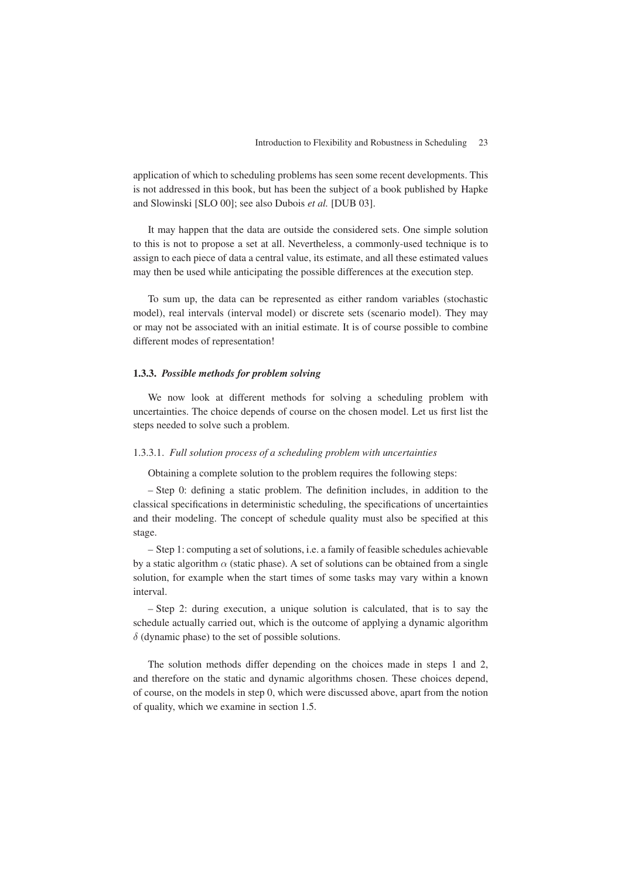application of which to scheduling problems has seen some recent developments. This is not addressed in this book, but has been the subject of a book published by Hapke and Slowinski [SLO 00]; see also Dubois *et al.* [DUB 03].

It may happen that the data are outside the considered sets. One simple solution to this is not to propose a set at all. Nevertheless, a commonly-used technique is to assign to each piece of data a central value, its estimate, and all these estimated values may then be used while anticipating the possible differences at the execution step.

To sum up, the data can be represented as either random variables (stochastic model), real intervals (interval model) or discrete sets (scenario model). They may or may not be associated with an initial estimate. It is of course possible to combine different modes of representation!

### 1.3.3. *Possible methods for problem solving*

We now look at different methods for solving a scheduling problem with uncertainties. The choice depends of course on the chosen model. Let us first list the steps needed to solve such a problem.

#### 1.3.3.1. *Full solution process of a scheduling problem with uncertainties*

Obtaining a complete solution to the problem requires the following steps:

– Step 0: defining a static problem. The definition includes, in addition to the classical specifications in deterministic scheduling, the specifications of uncertainties and their modeling. The concept of schedule quality must also be specified at this stage.

– Step 1: computing a set of solutions, i.e. a family of feasible schedules achievable by a static algorithm $\alpha$ (static phase). A set of solutions can be obtained from a single solution, for example when the start times of some tasks may vary within a known interval.

– Step 2: during execution, a unique solution is calculated, that is to say the schedule actually carried out, which is the outcome of applying a dynamic algorithm $\delta$ (dynamic phase) to the set of possible solutions.

The solution methods differ depending on the choices made in steps 1 and 2, and therefore on the static and dynamic algorithms chosen. These choices depend, of course, on the models in step 0, which were discussed above, apart from the notion of quality, which we examine in section 1.5.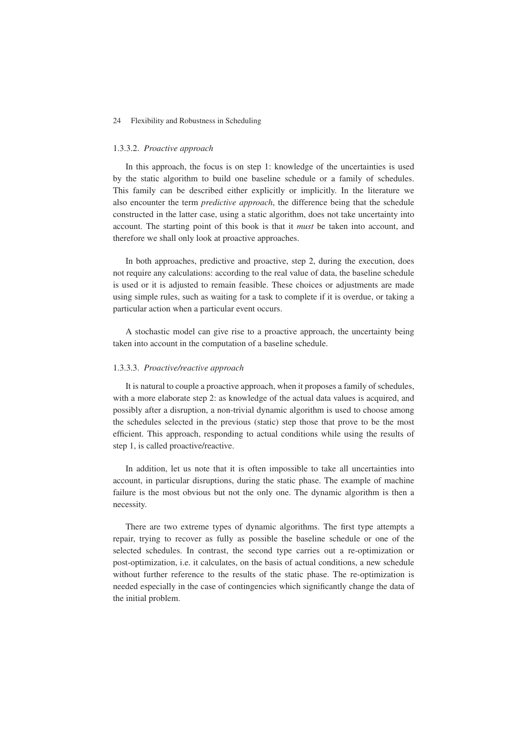#### 1.3.3.2. *Proactive approach*

In this approach, the focus is on step 1: knowledge of the uncertainties is used by the static algorithm to build one baseline schedule or a family of schedules. This family can be described either explicitly or implicitly. In the literature we also encounter the term *predictive approach*, the difference being that the schedule constructed in the latter case, using a static algorithm, does not take uncertainty into account. The starting point of this book is that it *must* be taken into account, and therefore we shall only look at proactive approaches.

In both approaches, predictive and proactive, step 2, during the execution, does not require any calculations: according to the real value of data, the baseline schedule is used or it is adjusted to remain feasible. These choices or adjustments are made using simple rules, such as waiting for a task to complete if it is overdue, or taking a particular action when a particular event occurs.

A stochastic model can give rise to a proactive approach, the uncertainty being taken into account in the computation of a baseline schedule.

#### 1.3.3.3. *Proactive/reactive approach*

It is natural to couple a proactive approach, when it proposes a family of schedules, with a more elaborate step 2: as knowledge of the actual data values is acquired, and possibly after a disruption, a non-trivial dynamic algorithm is used to choose among the schedules selected in the previous (static) step those that prove to be the most efficient. This approach, responding to actual conditions while using the results of step 1, is called proactive/reactive.

In addition, let us note that it is often impossible to take all uncertainties into account, in particular disruptions, during the static phase. The example of machine failure is the most obvious but not the only one. The dynamic algorithm is then a necessity.

There are two extreme types of dynamic algorithms. The first type attempts a repair, trying to recover as fully as possible the baseline schedule or one of the selected schedules. In contrast, the second type carries out a re-optimization or post-optimization, i.e. it calculates, on the basis of actual conditions, a new schedule without further reference to the results of the static phase. The re-optimization is needed especially in the case of contingencies which significantly change the data of the initial problem.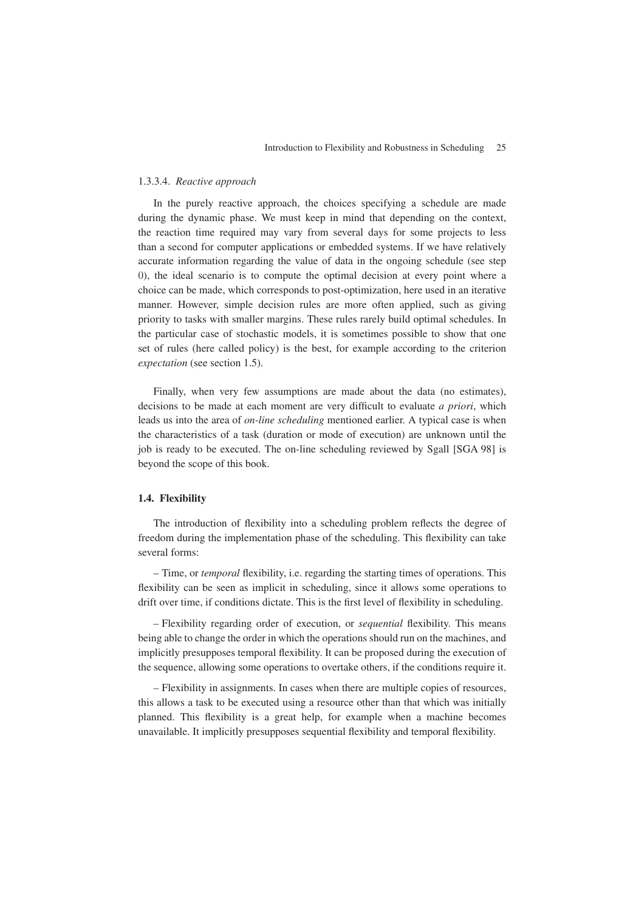#### 1.3.3.4. *Reactive approach*

In the purely reactive approach, the choices specifying a schedule are made during the dynamic phase. We must keep in mind that depending on the context, the reaction time required may vary from several days for some projects to less than a second for computer applications or embedded systems. If we have relatively accurate information regarding the value of data in the ongoing schedule (see step 0), the ideal scenario is to compute the optimal decision at every point where a choice can be made, which corresponds to post-optimization, here used in an iterative manner. However, simple decision rules are more often applied, such as giving priority to tasks with smaller margins. These rules rarely build optimal schedules. In the particular case of stochastic models, it is sometimes possible to show that one set of rules (here called policy) is the best, for example according to the criterion *expectation* (see section 1.5).

Finally, when very few assumptions are made about the data (no estimates), decisions to be made at each moment are very difficult to evaluate *a priori*, which leads us into the area of *on-line scheduling* mentioned earlier. A typical case is when the characteristics of a task (duration or mode of execution) are unknown until the job is ready to be executed. The on-line scheduling reviewed by Sgall [SGA 98] is beyond the scope of this book.

## 1.4. Flexibility

The introduction of flexibility into a scheduling problem reflects the degree of freedom during the implementation phase of the scheduling. This flexibility can take several forms:

– Time, or *temporal* flexibility, i.e. regarding the starting times of operations. This flexibility can be seen as implicit in scheduling, since it allows some operations to drift over time, if conditions dictate. This is the first level of flexibility in scheduling.

– Flexibility regarding order of execution, or *sequential* flexibility. This means being able to change the order in which the operations should run on the machines, and implicitly presupposes temporal flexibility. It can be proposed during the execution of the sequence, allowing some operations to overtake others, if the conditions require it.

– Flexibility in assignments. In cases when there are multiple copies of resources, this allows a task to be executed using a resource other than that which was initially planned. This flexibility is a great help, for example when a machine becomes unavailable. It implicitly presupposes sequential flexibility and temporal flexibility.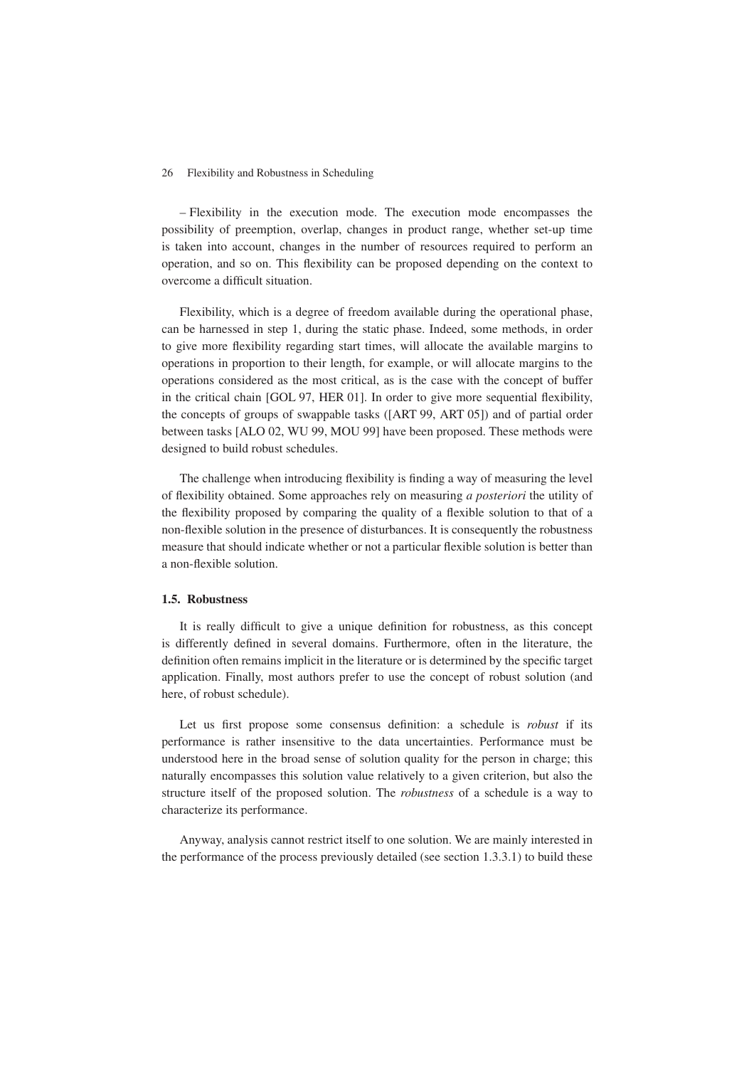– Flexibility in the execution mode. The execution mode encompasses the possibility of preemption, overlap, changes in product range, whether set-up time is taken into account, changes in the number of resources required to perform an operation, and so on. This flexibility can be proposed depending on the context to overcome a difficult situation.

Flexibility, which is a degree of freedom available during the operational phase, can be harnessed in step 1, during the static phase. Indeed, some methods, in order to give more flexibility regarding start times, will allocate the available margins to operations in proportion to their length, for example, or will allocate margins to the operations considered as the most critical, as is the case with the concept of buffer in the critical chain [GOL 97, HER 01]. In order to give more sequential flexibility, the concepts of groups of swappable tasks ([ART 99, ART 05]) and of partial order between tasks [ALO 02, WU 99, MOU 99] have been proposed. These methods were designed to build robust schedules.

The challenge when introducing flexibility is finding a way of measuring the level of flexibility obtained. Some approaches rely on measuring *a posteriori* the utility of the flexibility proposed by comparing the quality of a flexible solution to that of a non-flexible solution in the presence of disturbances. It is consequently the robustness measure that should indicate whether or not a particular flexible solution is better than a non-flexible solution.

### 1.5. Robustness

It is really difficult to give a unique definition for robustness, as this concept is differently defined in several domains. Furthermore, often in the literature, the definition often remains implicit in the literature or is determined by the specific target application. Finally, most authors prefer to use the concept of robust solution (and here, of robust schedule).

Let us first propose some consensus definition: a schedule is *robust* if its performance is rather insensitive to the data uncertainties. Performance must be understood here in the broad sense of solution quality for the person in charge; this naturally encompasses this solution value relatively to a given criterion, but also the structure itself of the proposed solution. The *robustness* of a schedule is a way to characterize its performance.

Anyway, analysis cannot restrict itself to one solution. We are mainly interested in the performance of the process previously detailed (see section 1.3.3.1) to build these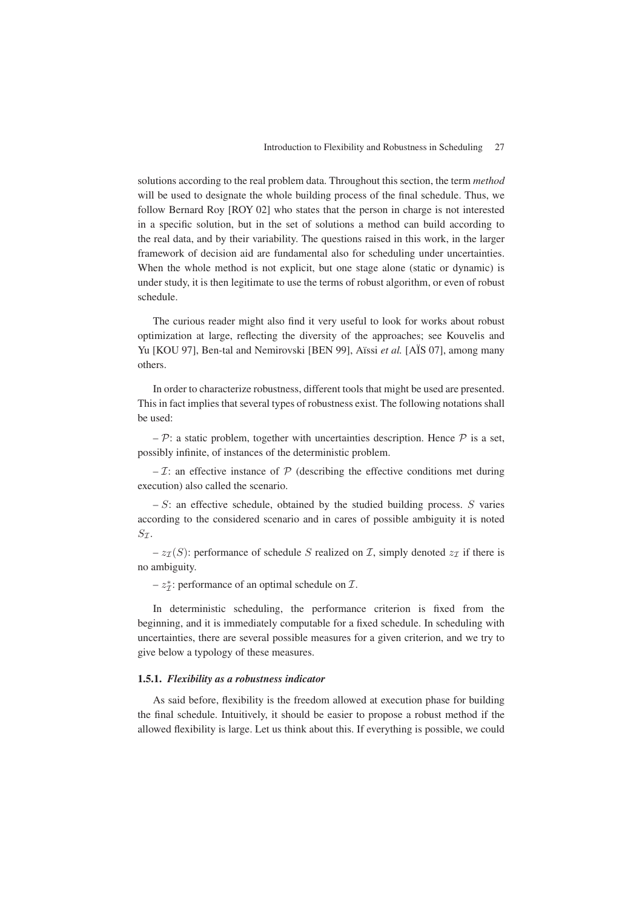solutions according to the real problem data. Throughout this section, the term *method* will be used to designate the whole building process of the final schedule. Thus, we follow Bernard Roy [ROY 02] who states that the person in charge is not interested in a specific solution, but in the set of solutions a method can build according to the real data, and by their variability. The questions raised in this work, in the larger framework of decision aid are fundamental also for scheduling under uncertainties. When the whole method is not explicit, but one stage alone (static or dynamic) is under study, it is then legitimate to use the terms of robust algorithm, or even of robust schedule.

The curious reader might also find it very useful to look for works about robust optimization at large, reflecting the diversity of the approaches; see Kouvelis and Yu [KOU 97], Ben-tal and Nemirovski [BEN 99], Aïssi *et al.* [AÏS 07], among many others.

In order to characterize robustness, different tools that might be used are presented. This in fact implies that several types of robustness exist. The following notations shall be used:

– $\mathcal{P}$: a static problem, together with uncertainties description. Hence $\mathcal{P}$ is a set, possibly infinite, of instances of the deterministic problem.

– $\mathcal{I}$: an effective instance of $\mathcal{P}$ (describing the effective conditions met during execution) also called the scenario.

– $S$: an effective schedule, obtained by the studied building process. $S$ varies according to the considered scenario and in cares of possible ambiguity it is noted $S_{\mathcal{I}}$.

– $z_{\mathcal{I}}(S)$: performance of schedule $S$ realized on $\mathcal{I}$, simply denoted $z_{\mathcal{I}}$ if there is no ambiguity.

– $z^*_{\mathcal{I}}$: performance of an optimal schedule on $\mathcal{I}$.

In deterministic scheduling, the performance criterion is fixed from the beginning, and it is immediately computable for a fixed schedule. In scheduling with uncertainties, there are several possible measures for a given criterion, and we try to give below a typology of these measures.

### 1.5.1. *Flexibility as a robustness indicator*

As said before, flexibility is the freedom allowed at execution phase for building the final schedule. Intuitively, it should be easier to propose a robust method if the allowed flexibility is large. Let us think about this. If everything is possible, we could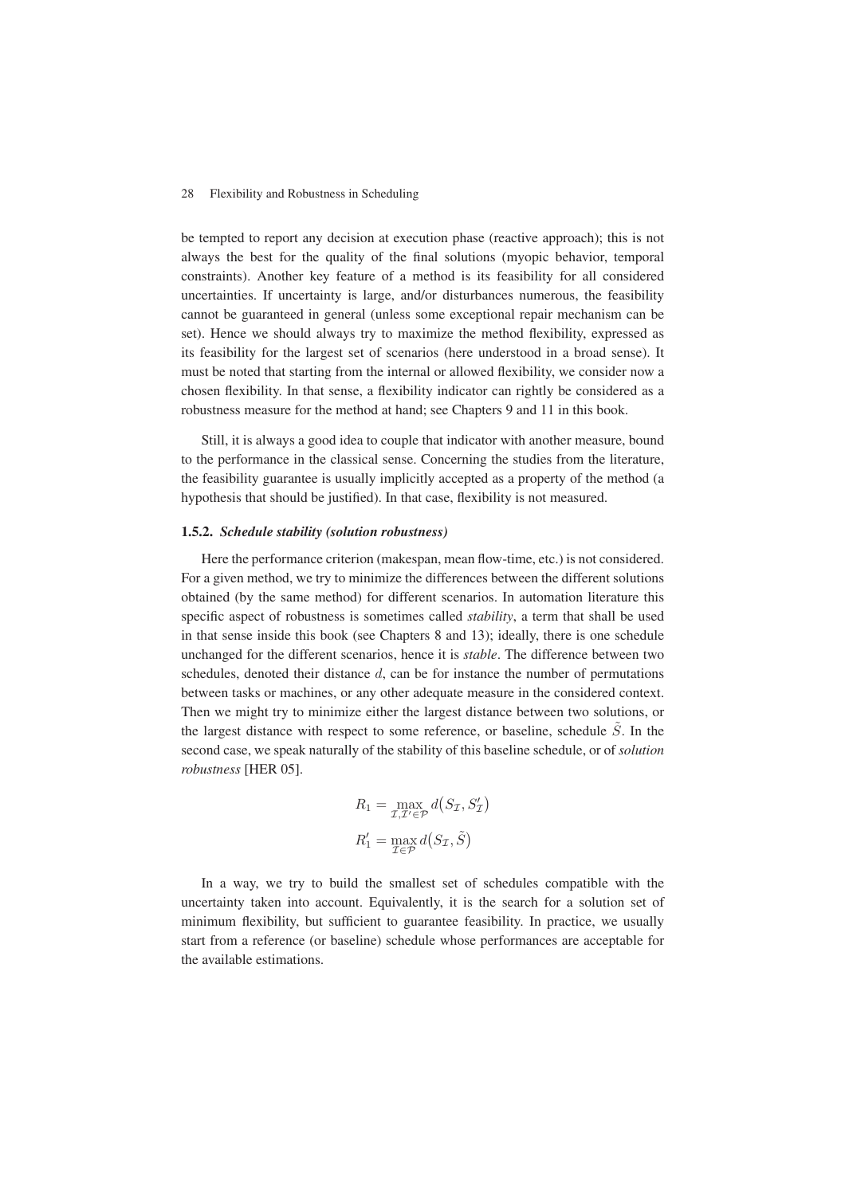be tempted to report any decision at execution phase (reactive approach); this is not always the best for the quality of the final solutions (myopic behavior, temporal constraints). Another key feature of a method is its feasibility for all considered uncertainties. If uncertainty is large, and/or disturbances numerous, the feasibility cannot be guaranteed in general (unless some exceptional repair mechanism can be set). Hence we should always try to maximize the method flexibility, expressed as its feasibility for the largest set of scenarios (here understood in a broad sense). It must be noted that starting from the internal or allowed flexibility, we consider now a chosen flexibility. In that sense, a flexibility indicator can rightly be considered as a robustness measure for the method at hand; see Chapters 9 and 11 in this book.

Still, it is always a good idea to couple that indicator with another measure, bound to the performance in the classical sense. Concerning the studies from the literature, the feasibility guarantee is usually implicitly accepted as a property of the method (a hypothesis that should be justified). In that case, flexibility is not measured.

### 1.5.2. *Schedule stability (solution robustness)*

Here the performance criterion (makespan, mean flow-time, etc.) is not considered. For a given method, we try to minimize the differences between the different solutions obtained (by the same method) for different scenarios. In automation literature this specific aspect of robustness is sometimes called *stability*, a term that shall be used in that sense inside this book (see Chapters 8 and 13); ideally, there is one schedule unchanged for the different scenarios, hence it is *stable*. The difference between two schedules, denoted their distance $d$, can be for instance the number of permutations between tasks or machines, or any other adequate measure in the considered context. Then we might try to minimize either the largest distance between two solutions, or the largest distance with respect to some reference, or baseline, schedule $\tilde{S}$. In the second case, we speak naturally of the stability of this baseline schedule, or of *solution robustness* [HER 05].

$$R_1 = \max_{\mathcal{I},\mathcal{I}' \in \mathcal{P}} d\big(S_{\mathcal{I}}, S'_{\mathcal{I}}\big)$$

$$R'_1 = \max_{\mathcal{I} \in \mathcal{P}} d\big(S_{\mathcal{I}}, \tilde{S}\big)$$

In a way, we try to build the smallest set of schedules compatible with the uncertainty taken into account. Equivalently, it is the search for a solution set of minimum flexibility, but sufficient to guarantee feasibility. In practice, we usually start from a reference (or baseline) schedule whose performances are acceptable for the available estimations.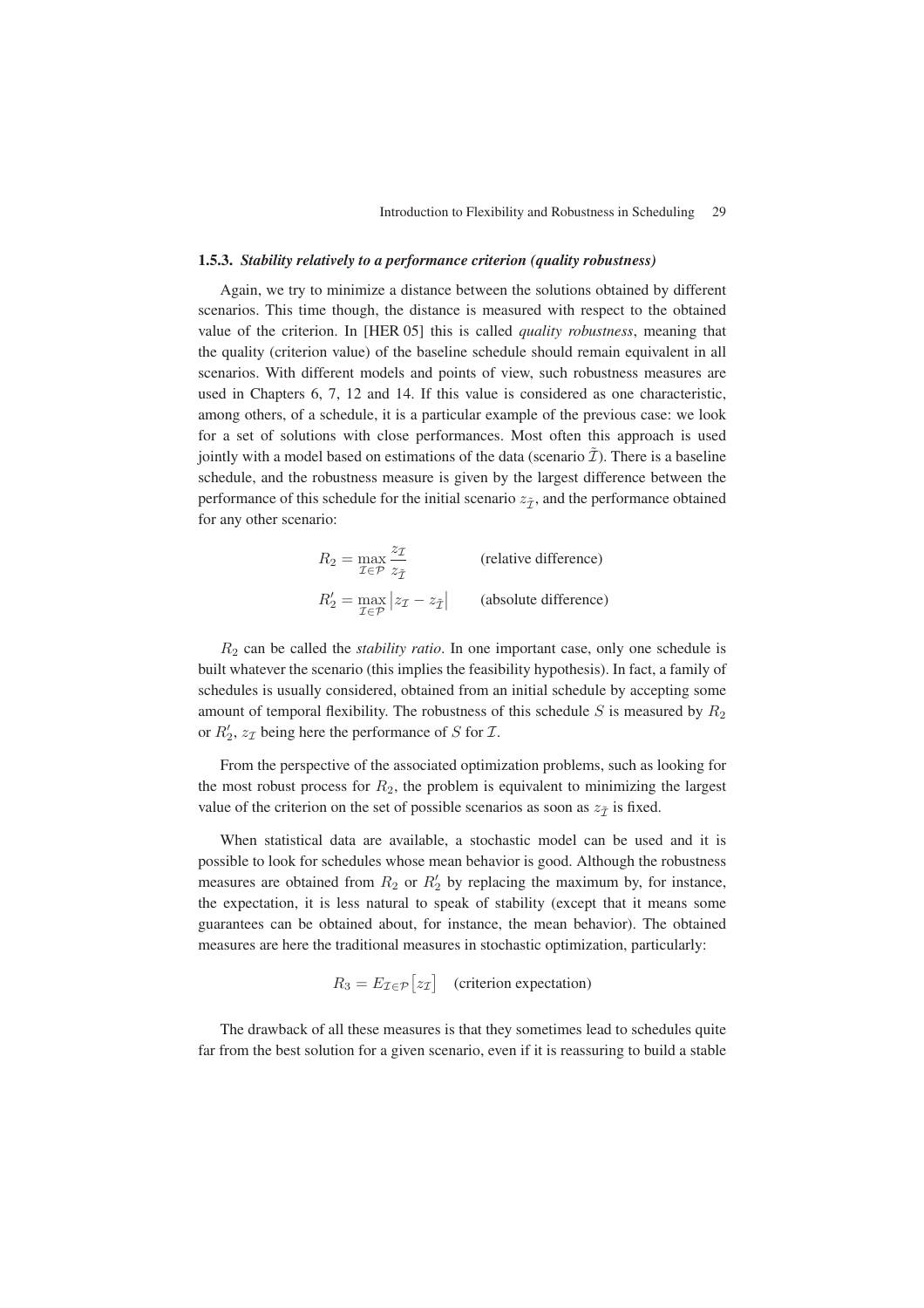### 1.5.3. *Stability relatively to a performance criterion (quality robustness)*

Again, we try to minimize a distance between the solutions obtained by different scenarios. This time though, the distance is measured with respect to the obtained value of the criterion. In [HER 05] this is called *quality robustness*, meaning that the quality (criterion value) of the baseline schedule should remain equivalent in all scenarios. With different models and points of view, such robustness measures are used in Chapters 6, 7, 12 and 14. If this value is considered as one characteristic, among others, of a schedule, it is a particular example of the previous case: we look for a set of solutions with close performances. Most often this approach is used jointly with a model based on estimations of the data (scenario $\tilde{\mathcal{I}}$). There is a baseline schedule, and the robustness measure is given by the largest difference between the performance of this schedule for the initial scenario $z_{\tilde{\mathcal{I}}}$, and the performance obtained for any other scenario:

$$R_2 = \max_{\mathcal{I} \in \mathcal{P}} \frac{z_{\mathcal{I}}}{z_{\tilde{\mathcal{I}}}} \qquad \text{(relative difference)}$$

$$R_2' = \max_{\mathcal{I} \in \mathcal{P}} \left| z_{\mathcal{I}} - z_{\tilde{\mathcal{I}}} \right| \qquad \text{(absolute difference)}$$

$R_2$ can be called the *stability ratio*. In one important case, only one schedule is built whatever the scenario (this implies the feasibility hypothesis). In fact, a family of schedules is usually considered, obtained from an initial schedule by accepting some amount of temporal flexibility. The robustness of this schedule $S$ is measured by $R_2$ or $R_2'$, $z_{\mathcal{I}}$ being here the performance of $S$ for $\mathcal{I}$.

From the perspective of the associated optimization problems, such as looking for the most robust process for $R_2$, the problem is equivalent to minimizing the largest value of the criterion on the set of possible scenarios as soon as $z_{\tilde{\mathcal{I}}}$ is fixed.

When statistical data are available, a stochastic model can be used and it is possible to look for schedules whose mean behavior is good. Although the robustness measures are obtained from $R_2$ or $R_2'$ by replacing the maximum by, for instance, the expectation, it is less natural to speak of stability (except that it means some guarantees can be obtained about, for instance, the mean behavior). The obtained measures are here the traditional measures in stochastic optimization, particularly:

$$R_3 = E_{\mathcal{I} \in \mathcal{P}} \left[ z_{\mathcal{I}} \right] \quad \text{(criterion expectation)}$$

The drawback of all these measures is that they sometimes lead to schedules quite far from the best solution for a given scenario, even if it is reassuring to build a stable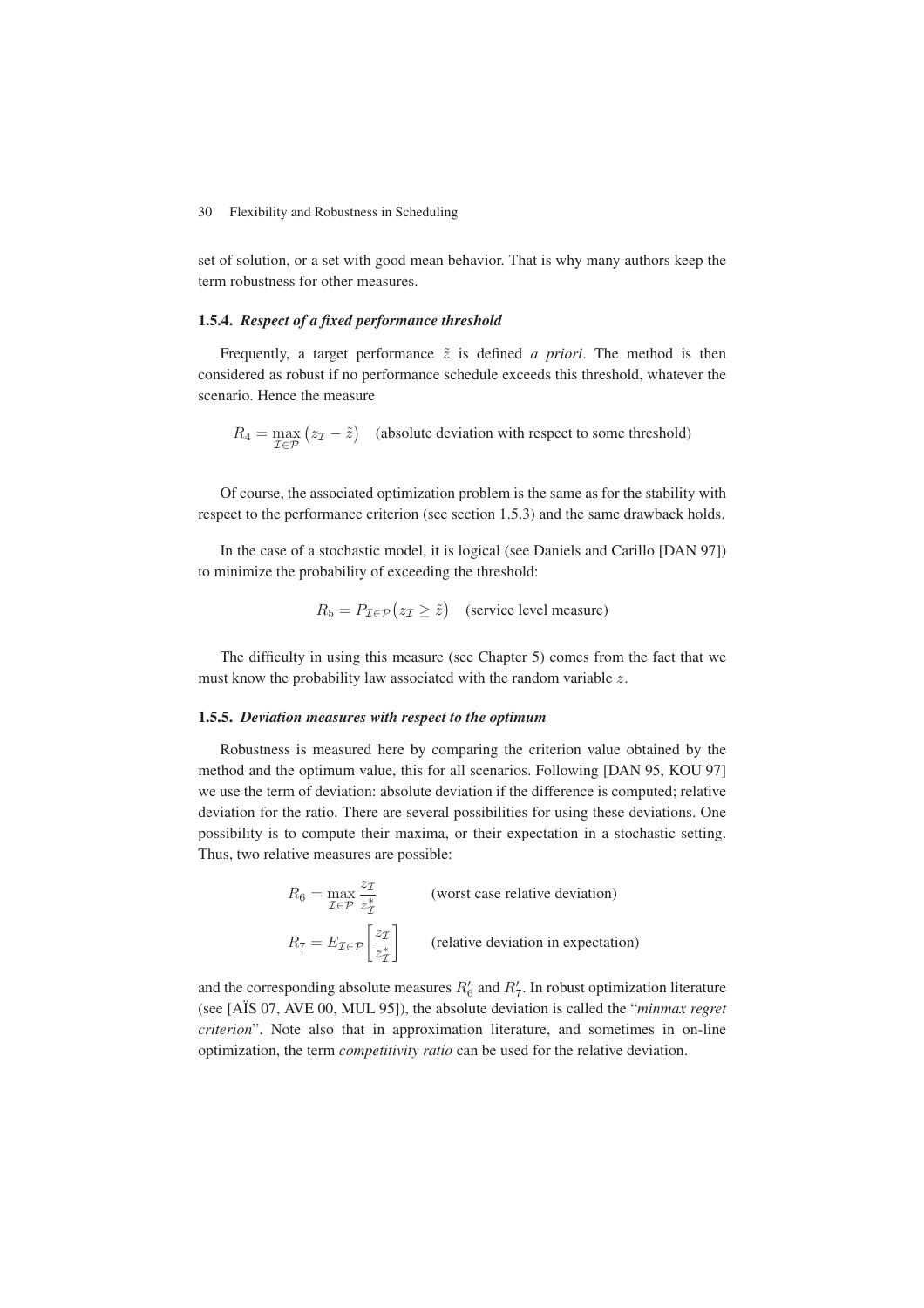set of solution, or a set with good mean behavior. That is why many authors keep the term robustness for other measures.

### 1.5.4. *Respect of a fixed performance threshold*

Frequently, a target performance $\tilde{z}$ is defined *a priori*. The method is then considered as robust if no performance schedule exceeds this threshold, whatever the scenario. Hence the measure

$$R_4 = \max_{\mathcal{I} \in \mathcal{P}} \left( z_{\mathcal{I}} - \tilde{z} \right) \quad \text{(absolute deviation with respect to some threshold)}$$

Of course, the associated optimization problem is the same as for the stability with respect to the performance criterion (see section 1.5.3) and the same drawback holds.

In the case of a stochastic model, it is logical (see Daniels and Carillo [DAN 97]) to minimize the probability of exceeding the threshold:

$$R_5 = P_{\mathcal{I} \in \mathcal{P}} \left( z_{\mathcal{I}} \geq \tilde{z} \right) \quad \text{(service level measure)}$$

The difficulty in using this measure (see Chapter 5) comes from the fact that we must know the probability law associated with the random variable $z$.

### 1.5.5. *Deviation measures with respect to the optimum*

Robustness is measured here by comparing the criterion value obtained by the method and the optimum value, this for all scenarios. Following [DAN 95, KOU 97] we use the term of deviation: absolute deviation if the difference is computed; relative deviation for the ratio. There are several possibilities for using these deviations. One possibility is to compute their maxima, or their expectation in a stochastic setting. Thus, two relative measures are possible:

$$R_6 = \max_{\mathcal{I} \in \mathcal{P}} \frac{z_{\mathcal{I}}}{z^*_{\mathcal{I}}} \qquad \text{(worst case relative deviation)}$$

$$R_7 = E_{\mathcal{I} \in \mathcal{P}} \left[ \frac{z_{\mathcal{I}}}{z^*_{\mathcal{I}}} \right] \qquad \text{(relative deviation in expectation)}$$

and the corresponding absolute measures $R'_6$ and $R'_7$. In robust optimization literature (see [AÏS 07, AVE 00, MUL 95]), the absolute deviation is called the "*minmax regret criterion*". Note also that in approximation literature, and sometimes in on-line optimization, the term *competitivity ratio* can be used for the relative deviation.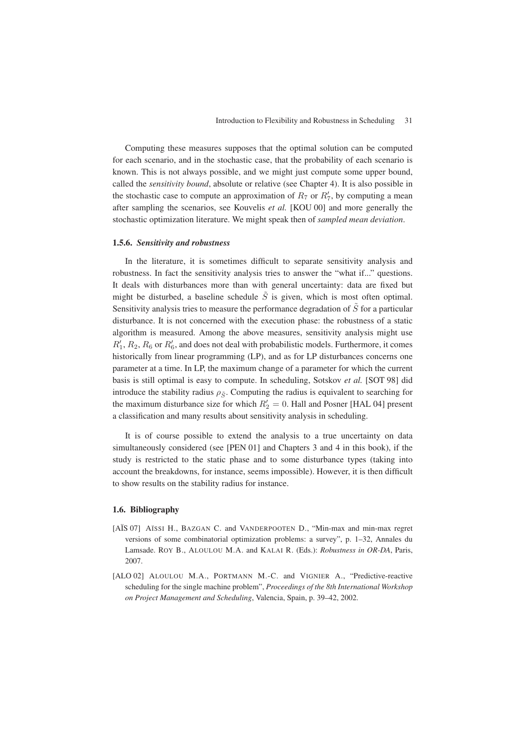Computing these measures supposes that the optimal solution can be computed for each scenario, and in the stochastic case, that the probability of each scenario is known. This is not always possible, and we might just compute some upper bound, called the *sensitivity bound*, absolute or relative (see Chapter 4). It is also possible in the stochastic case to compute an approximation of $R_7$ or $R_7'$, by computing a mean after sampling the scenarios, see Kouvelis *et al.* [KOU 00] and more generally the stochastic optimization literature. We might speak then of *sampled mean deviation*.

### 1.5.6. *Sensitivity and robustness*

In the literature, it is sometimes difficult to separate sensitivity analysis and robustness. In fact the sensitivity analysis tries to answer the "what if..." questions. It deals with disturbances more than with general uncertainty: data are fixed but might be disturbed, a baseline schedule $\tilde{S}$ is given, which is most often optimal. Sensitivity analysis tries to measure the performance degradation of $\tilde{S}$ for a particular disturbance. It is not concerned with the execution phase: the robustness of a static algorithm is measured. Among the above measures, sensitivity analysis might use $R_1'$, $R_2$, $R_6$ or $R_6'$, and does not deal with probabilistic models. Furthermore, it comes historically from linear programming (LP), and as for LP disturbances concerns one parameter at a time. In LP, the maximum change of a parameter for which the current basis is still optimal is easy to compute. In scheduling, Sotskov *et al.* [SOT 98] did introduce the stability radius $\rho_{\tilde{S}}$. Computing the radius is equivalent to searching for the maximum disturbance size for which $R_2' = 0$. Hall and Posner [HAL 04] present a classification and many results about sensitivity analysis in scheduling.

It is of course possible to extend the analysis to a true uncertainty on data simultaneously considered (see [PEN 01] and Chapters 3 and 4 in this book), if the study is restricted to the static phase and to some disturbance types (taking into account the breakdowns, for instance, seems impossible). However, it is then difficult to show results on the stability radius for instance.

## 1.6. Bibliography

[AÏS 07] AÏSSI H., BAZGAN C. and VANDERPOOTEN D., "Min-max and min-max regret versions of some combinatorial optimization problems: a survey", p. 1–32, Annales du Lamsade. ROY B., ALOULOU M.A. and KALAI R. (Eds.): *Robustness in OR-DA*, Paris, 2007.

[ALO 02] ALOULOU M.A., PORTMANN M.-C. and VIGNIER A., "Predictive-reactive scheduling for the single machine problem", *Proceedings of the 8th International Workshop on Project Management and Scheduling*, Valencia, Spain, p. 39–42, 2002.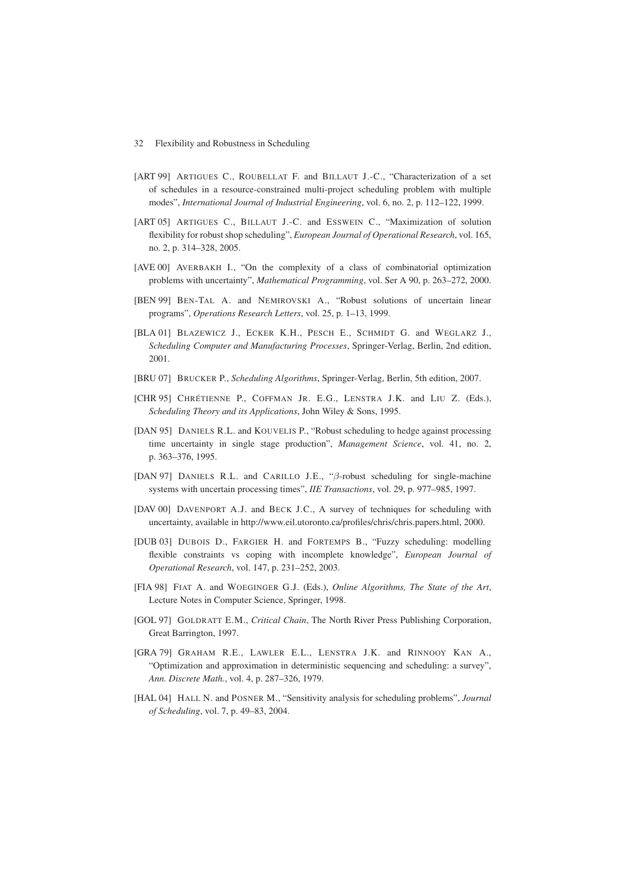[ART 99] ARTIGUES C., ROUBELLAT F. and BILLAUT J.-C., "Characterization of a set of schedules in a resource-constrained multi-project scheduling problem with multiple modes", *International Journal of Industrial Engineering*, vol. 6, no. 2, p. 112–122, 1999.

[ART 05] ARTIGUES C., BILLAUT J.-C. and ESSWEIN C., "Maximization of solution flexibility for robust shop scheduling", *European Journal of Operational Research*, vol. 165, no. 2, p. 314–328, 2005.

[AVE 00] AVERBAKH I., "On the complexity of a class of combinatorial optimization problems with uncertainty", *Mathematical Programming*, vol. Ser A 90, p. 263–272, 2000.

[BEN 99] BEN-TAL A. and NEMIROVSKI A., "Robust solutions of uncertain linear programs", *Operations Research Letters*, vol. 25, p. 1–13, 1999.

[BLA 01] BLAZEWICZ J., ECKER K.H., PESCH E., SCHMIDT G. and WEGLARZ J., *Scheduling Computer and Manufacturing Processes*, Springer-Verlag, Berlin, 2nd edition, 2001.

[BRU 07] BRUCKER P., *Scheduling Algorithms*, Springer-Verlag, Berlin, 5th edition, 2007.

[CHR 95] CHRÉTIENNE P., COFFMAN JR. E.G., LENSTRA J.K. and LIU Z. (Eds.), *Scheduling Theory and its Applications*, John Wiley & Sons, 1995.

[DAN 95] DANIELS R.L. and KOUVELIS P., "Robust scheduling to hedge against processing time uncertainty in single stage production", *Management Science*, vol. 41, no. 2, p. 363–376, 1995.

[DAN 97] DANIELS R.L. and CARILLO J.E., "$\beta$-robust scheduling for single-machine systems with uncertain processing times", *IIE Transactions*, vol. 29, p. 977–985, 1997.

[DAV 00] DAVENPORT A.J. and BECK J.C., A survey of techniques for scheduling with uncertainty, available in http://www.eil.utoronto.ca/profiles/chris/chris.papers.html, 2000.

[DUB 03] DUBOIS D., FARGIER H. and FORTEMPS B., "Fuzzy scheduling: modelling flexible constraints vs coping with incomplete knowledge", *European Journal of Operational Research*, vol. 147, p. 231–252, 2003.

[FIA 98] FIAT A. and WOEGINGER G.J. (Eds.), *Online Algorithms, The State of the Art*, Lecture Notes in Computer Science, Springer, 1998.

[GOL 97] GOLDRATT E.M., *Critical Chain*, The North River Press Publishing Corporation, Great Barrington, 1997.

[GRA 79] GRAHAM R.E., LAWLER E.L., LENSTRA J.K. and RINNOOY KAN A., "Optimization and approximation in deterministic sequencing and scheduling: a survey", *Ann. Discrete Math.*, vol. 4, p. 287–326, 1979.

[HAL 04] HALL N. and POSNER M., "Sensitivity analysis for scheduling problems", *Journal of Scheduling*, vol. 7, p. 49–83, 2004.